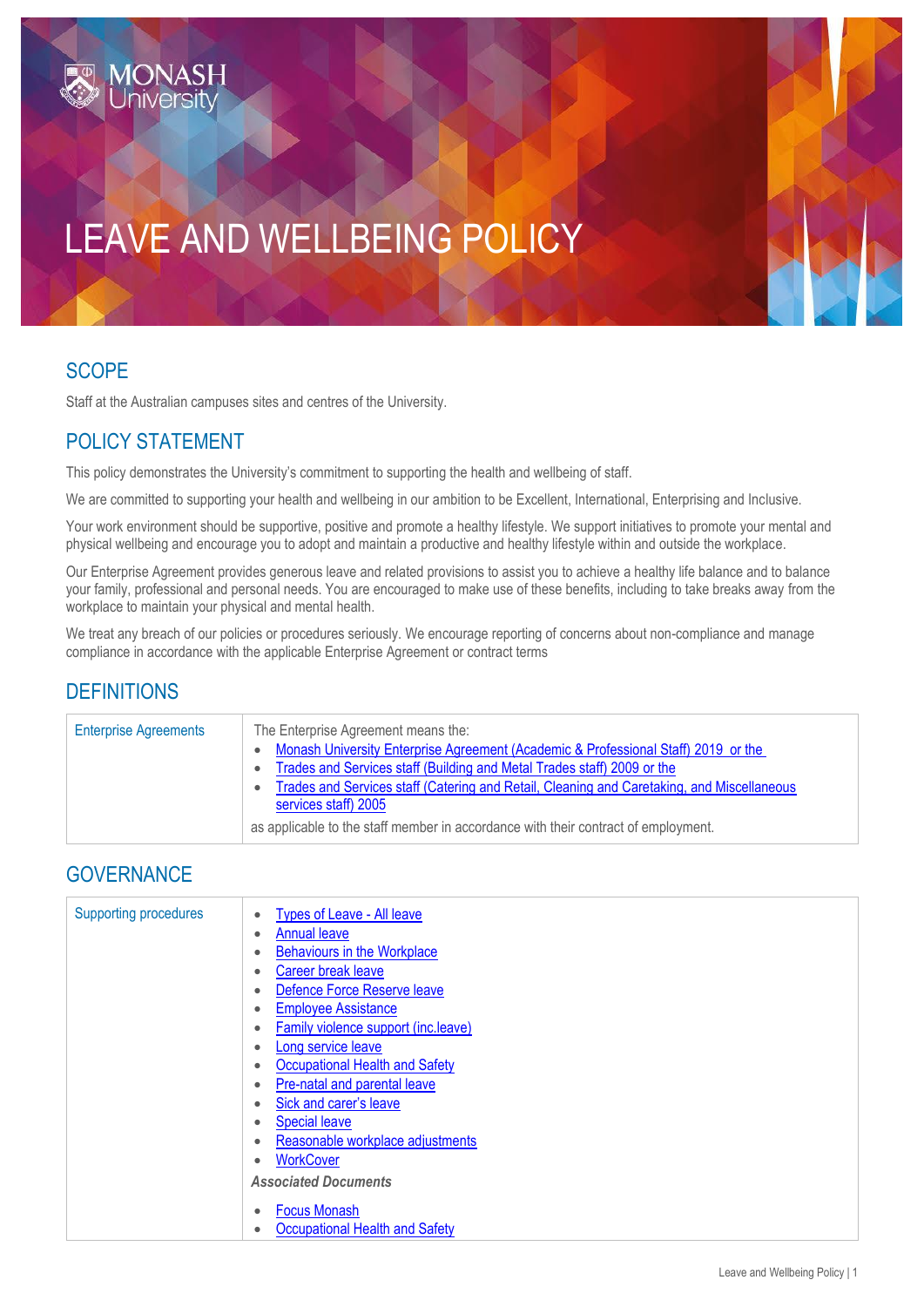# LEAVE AND WELLBEING POLICY

## SCOPE

Staff at the Australian campuses sites and centres of the University.

## POLICY STATEMENT

This policy demonstrates the University's commitment to supporting the health and wellbeing of staff.

We are committed to supporting your health and wellbeing in our ambition to be Excellent, International, Enterprising and Inclusive.

Your work environment should be supportive, positive and promote a healthy lifestyle. We support initiatives to promote your mental and physical wellbeing and encourage you to adopt and maintain a productive and healthy lifestyle within and outside the workplace.

Our Enterprise Agreement provides generous leave and related provisions to assist you to achieve a healthy life balance and to balance your family, professional and personal needs. You are encouraged to make use of these benefits, including to take breaks away from the workplace to maintain your physical and mental health.

We treat any breach of our policies or procedures seriously. We encourage reporting of concerns about non-compliance and manage compliance in accordance with the applicable Enterprise Agreement or contract terms

## DEFINITIONS

| | |
|---|---|
| Enterprise Agreements | The Enterprise Agreement means the:<br>• Monash University Enterprise Agreement (Academic & Professional Staff) 2019 or the<br>• Trades and Services staff (Building and Metal Trades staff) 2009 or the<br>• Trades and Services staff (Catering and Retail, Cleaning and Caretaking, and Miscellaneous services staff) 2005<br>as applicable to the staff member in accordance with their contract of employment. |

## GOVERNANCE

| | |
|---|---|
| Supporting procedures | • Types of Leave - All leave<br>• Annual leave<br>• Behaviours in the Workplace<br>• Career break leave<br>• Defence Force Reserve leave<br>• Employee Assistance<br>• Family violence support (inc.leave)<br>• Long service leave<br>• Occupational Health and Safety<br>• Pre-natal and parental leave<br>• Sick and carer's leave<br>• Special leave<br>• Reasonable workplace adjustments<br>• WorkCover<br>***Associated Documents***<br>• Focus Monash<br>• Occupational Health and Safety |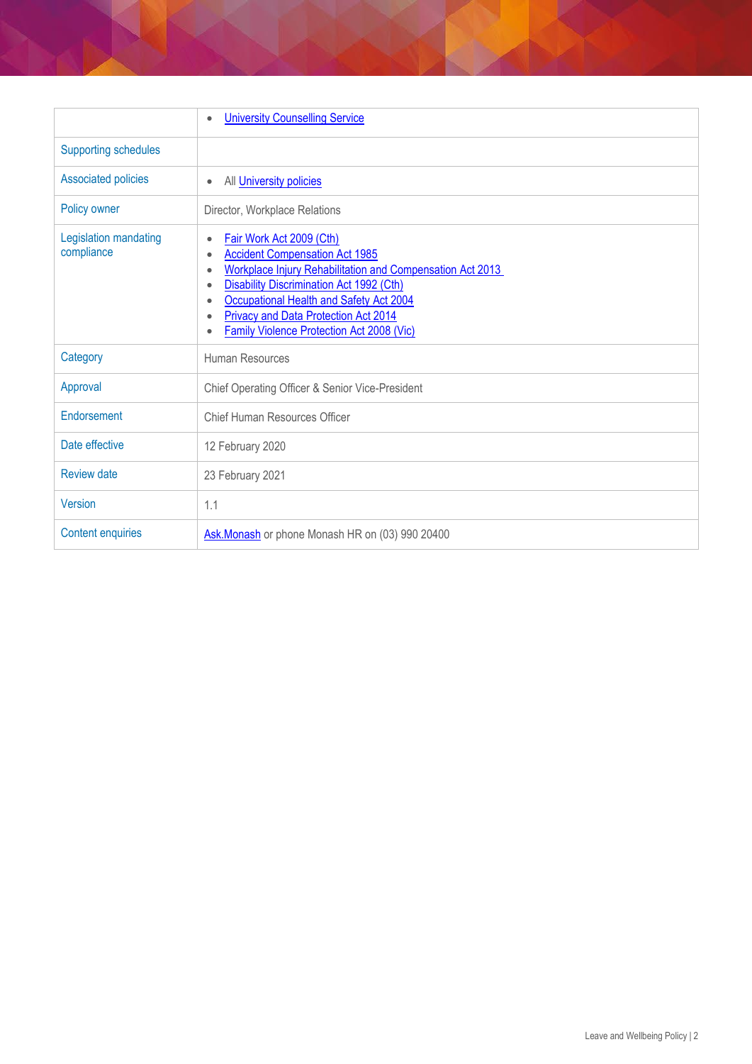| | |
|---|---|
| | • University Counselling Service |
| Supporting schedules | |
| Associated policies | • All University policies |
| Policy owner | Director, Workplace Relations |
| Legislation mandating compliance | • Fair Work Act 2009 (Cth)<br>• Accident Compensation Act 1985<br>• Workplace Injury Rehabilitation and Compensation Act 2013<br>• Disability Discrimination Act 1992 (Cth)<br>• Occupational Health and Safety Act 2004<br>• Privacy and Data Protection Act 2014<br>• Family Violence Protection Act 2008 (Vic) |
| Category | Human Resources |
| Approval | Chief Operating Officer & Senior Vice-President |
| Endorsement | Chief Human Resources Officer |
| Date effective | 12 February 2020 |
| Review date | 23 February 2021 |
| Version | 1.1 |
| Content enquiries | Ask.Monash or phone Monash HR on (03) 990 20400 |